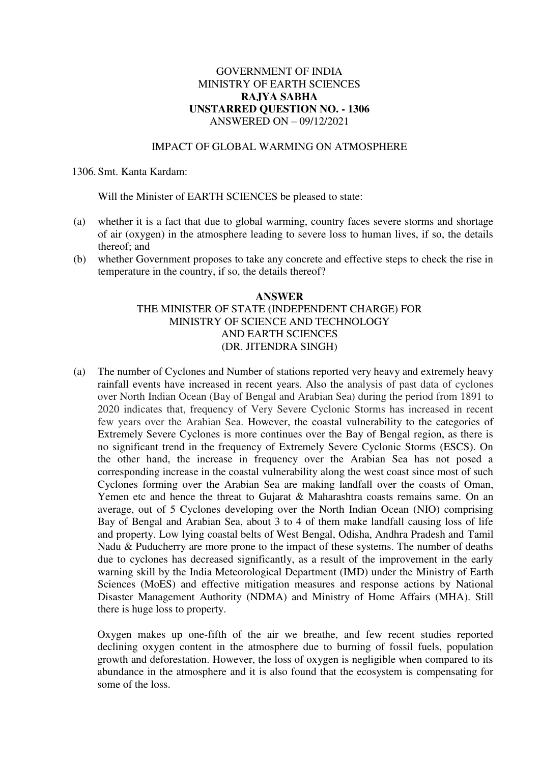GOVERNMENT OF INDIA
MINISTRY OF EARTH SCIENCES
**RAJYA SABHA**
**UNSTARRED QUESTION NO. - 1306**
ANSWERED ON – 09/12/2021

IMPACT OF GLOBAL WARMING ON ATMOSPHERE

1306. Smt. Kanta Kardam:

Will the Minister of EARTH SCIENCES be pleased to state:

(a) whether it is a fact that due to global warming, country faces severe storms and shortage of air (oxygen) in the atmosphere leading to severe loss to human lives, if so, the details thereof; and

(b) whether Government proposes to take any concrete and effective steps to check the rise in temperature in the country, if so, the details thereof?

**ANSWER**

THE MINISTER OF STATE (INDEPENDENT CHARGE) FOR
MINISTRY OF SCIENCE AND TECHNOLOGY
AND EARTH SCIENCES
(DR. JITENDRA SINGH)

(a) The number of Cyclones and Number of stations reported very heavy and extremely heavy rainfall events have increased in recent years. Also the analysis of past data of cyclones over North Indian Ocean (Bay of Bengal and Arabian Sea) during the period from 1891 to 2020 indicates that, frequency of Very Severe Cyclonic Storms has increased in recent few years over the Arabian Sea. However, the coastal vulnerability to the categories of Extremely Severe Cyclones is more continues over the Bay of Bengal region, as there is no significant trend in the frequency of Extremely Severe Cyclonic Storms (ESCS). On the other hand, the increase in frequency over the Arabian Sea has not posed a corresponding increase in the coastal vulnerability along the west coast since most of such Cyclones forming over the Arabian Sea are making landfall over the coasts of Oman, Yemen etc and hence the threat to Gujarat & Maharashtra coasts remains same. On an average, out of 5 Cyclones developing over the North Indian Ocean (NIO) comprising Bay of Bengal and Arabian Sea, about 3 to 4 of them make landfall causing loss of life and property. Low lying coastal belts of West Bengal, Odisha, Andhra Pradesh and Tamil Nadu & Puducherry are more prone to the impact of these systems. The number of deaths due to cyclones has decreased significantly, as a result of the improvement in the early warning skill by the India Meteorological Department (IMD) under the Ministry of Earth Sciences (MoES) and effective mitigation measures and response actions by National Disaster Management Authority (NDMA) and Ministry of Home Affairs (MHA). Still there is huge loss to property.

Oxygen makes up one-fifth of the air we breathe, and few recent studies reported declining oxygen content in the atmosphere due to burning of fossil fuels, population growth and deforestation. However, the loss of oxygen is negligible when compared to its abundance in the atmosphere and it is also found that the ecosystem is compensating for some of the loss.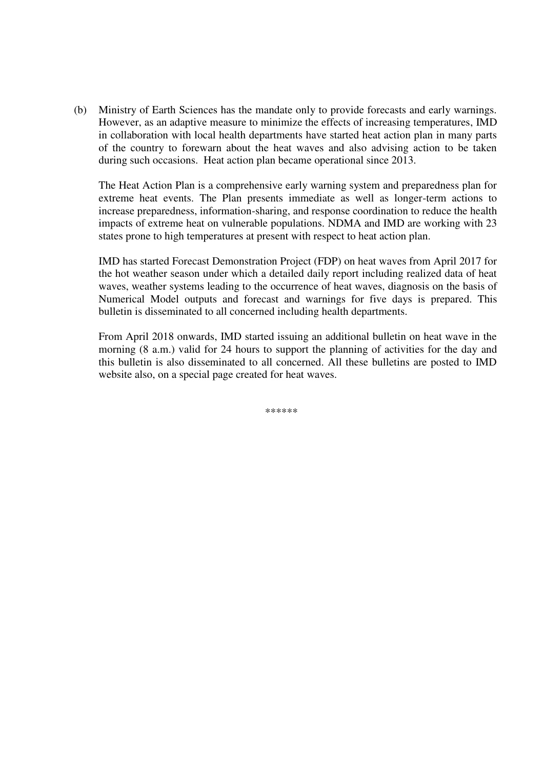(b) Ministry of Earth Sciences has the mandate only to provide forecasts and early warnings. However, as an adaptive measure to minimize the effects of increasing temperatures, IMD in collaboration with local health departments have started heat action plan in many parts of the country to forewarn about the heat waves and also advising action to be taken during such occasions. Heat action plan became operational since 2013.

The Heat Action Plan is a comprehensive early warning system and preparedness plan for extreme heat events. The Plan presents immediate as well as longer-term actions to increase preparedness, information-sharing, and response coordination to reduce the health impacts of extreme heat on vulnerable populations. NDMA and IMD are working with 23 states prone to high temperatures at present with respect to heat action plan.

IMD has started Forecast Demonstration Project (FDP) on heat waves from April 2017 for the hot weather season under which a detailed daily report including realized data of heat waves, weather systems leading to the occurrence of heat waves, diagnosis on the basis of Numerical Model outputs and forecast and warnings for five days is prepared. This bulletin is disseminated to all concerned including health departments.

From April 2018 onwards, IMD started issuing an additional bulletin on heat wave in the morning (8 a.m.) valid for 24 hours to support the planning of activities for the day and this bulletin is also disseminated to all concerned. All these bulletins are posted to IMD website also, on a special page created for heat waves.

******